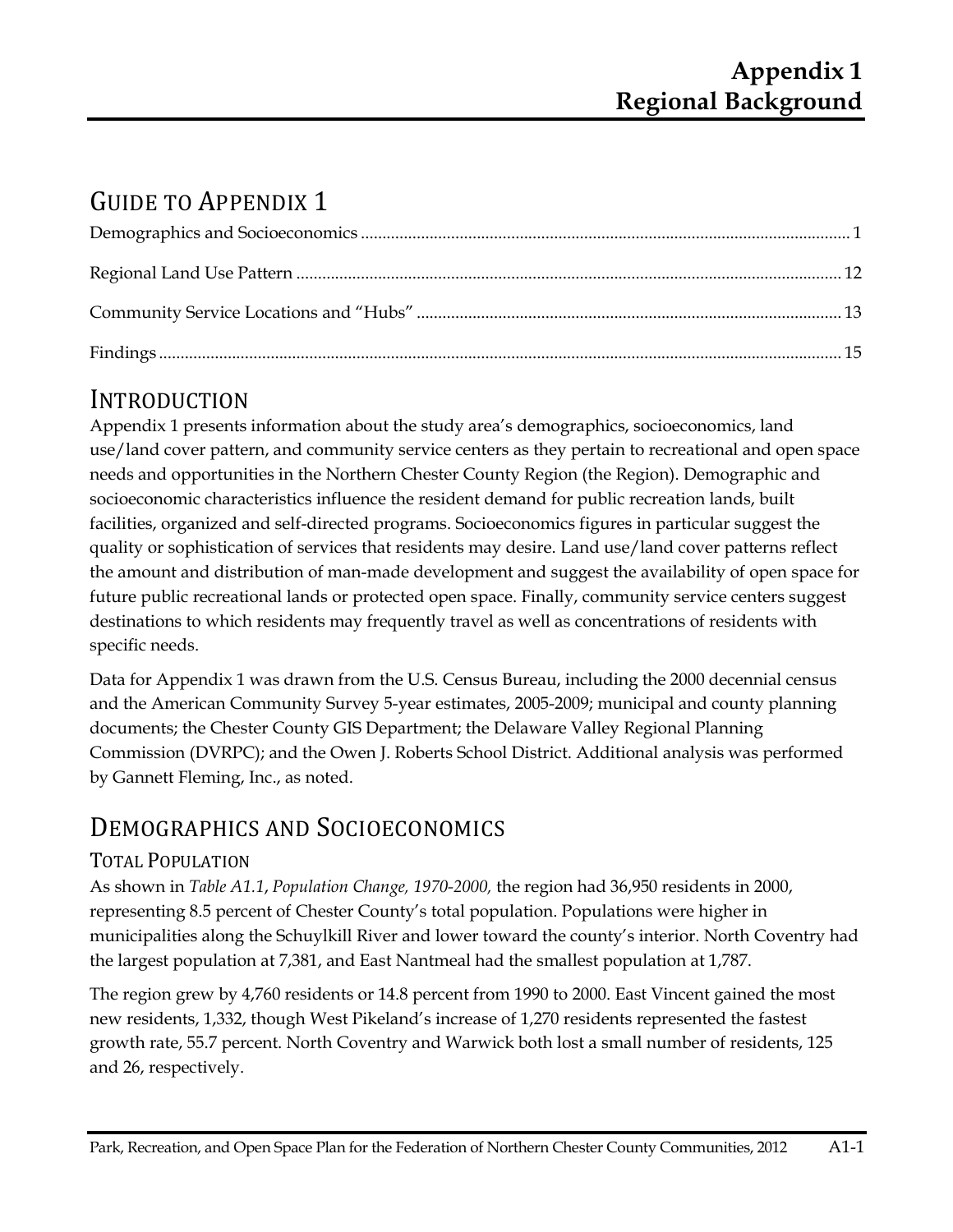# Appendix 1
# Regional Background

## GUIDE TO APPENDIX 1

Demographics and Socioeconomics ............ 1

Regional Land Use Pattern ............ 12

Community Service Locations and "Hubs" ............ 13

Findings ............ 15

## INTRODUCTION

Appendix 1 presents information about the study area's demographics, socioeconomics, land use/land cover pattern, and community service centers as they pertain to recreational and open space needs and opportunities in the Northern Chester County Region (the Region). Demographic and socioeconomic characteristics influence the resident demand for public recreation lands, built facilities, organized and self-directed programs. Socioeconomics figures in particular suggest the quality or sophistication of services that residents may desire. Land use/land cover patterns reflect the amount and distribution of man-made development and suggest the availability of open space for future public recreational lands or protected open space. Finally, community service centers suggest destinations to which residents may frequently travel as well as concentrations of residents with specific needs.

Data for Appendix 1 was drawn from the U.S. Census Bureau, including the 2000 decennial census and the American Community Survey 5-year estimates, 2005-2009; municipal and county planning documents; the Chester County GIS Department; the Delaware Valley Regional Planning Commission (DVRPC); and the Owen J. Roberts School District. Additional analysis was performed by Gannett Fleming, Inc., as noted.

## DEMOGRAPHICS AND SOCIOECONOMICS

### TOTAL POPULATION

As shown in *Table A1.1*, *Population Change, 1970-2000,* the region had 36,950 residents in 2000, representing 8.5 percent of Chester County's total population. Populations were higher in municipalities along the Schuylkill River and lower toward the county's interior. North Coventry had the largest population at 7,381, and East Nantmeal had the smallest population at 1,787.

The region grew by 4,760 residents or 14.8 percent from 1990 to 2000. East Vincent gained the most new residents, 1,332, though West Pikeland's increase of 1,270 residents represented the fastest growth rate, 55.7 percent. North Coventry and Warwick both lost a small number of residents, 125 and 26, respectively.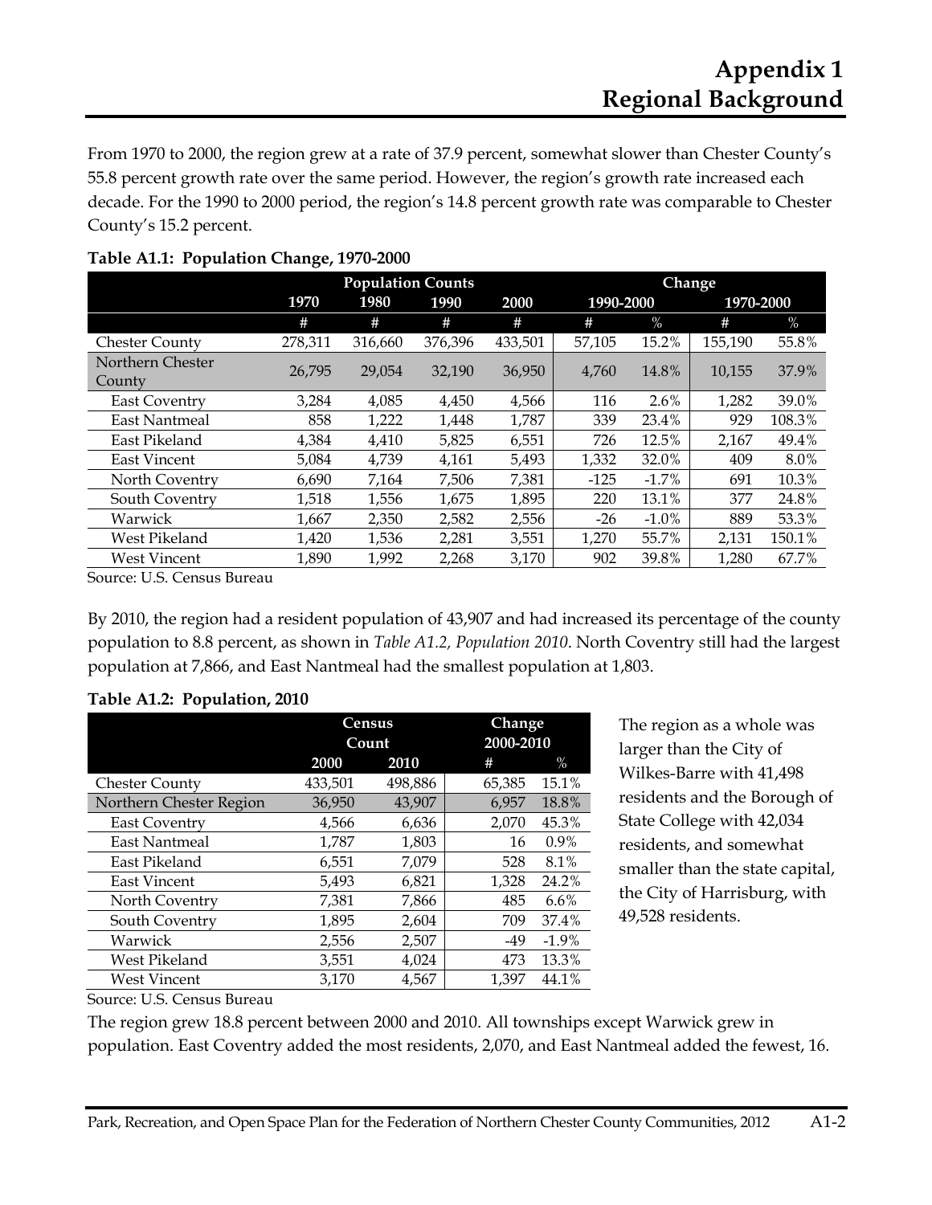# Appendix 1
# Regional Background

From 1970 to 2000, the region grew at a rate of 37.9 percent, somewhat slower than Chester County's 55.8 percent growth rate over the same period. However, the region's growth rate increased each decade. For the 1990 to 2000 period, the region's 14.8 percent growth rate was comparable to Chester County's 15.2 percent.

**Table A1.1: Population Change, 1970-2000**

| | Population Counts | | | | Change | | | |
|---|---|---|---|---|---|---|---|---|
| | 1970 | 1980 | 1990 | 2000 | 1990-2000 | | 1970-2000 | |
| | # | # | # | # | # | % | # | % |
| Chester County | 278,311 | 316,660 | 376,396 | 433,501 | 57,105 | 15.2% | 155,190 | 55.8% |
| Northern Chester County | 26,795 | 29,054 | 32,190 | 36,950 | 4,760 | 14.8% | 10,155 | 37.9% |
| East Coventry | 3,284 | 4,085 | 4,450 | 4,566 | 116 | 2.6% | 1,282 | 39.0% |
| East Nantmeal | 858 | 1,222 | 1,448 | 1,787 | 339 | 23.4% | 929 | 108.3% |
| East Pikeland | 4,384 | 4,410 | 5,825 | 6,551 | 726 | 12.5% | 2,167 | 49.4% |
| East Vincent | 5,084 | 4,739 | 4,161 | 5,493 | 1,332 | 32.0% | 409 | 8.0% |
| North Coventry | 6,690 | 7,164 | 7,506 | 7,381 | -125 | -1.7% | 691 | 10.3% |
| South Coventry | 1,518 | 1,556 | 1,675 | 1,895 | 220 | 13.1% | 377 | 24.8% |
| Warwick | 1,667 | 2,350 | 2,582 | 2,556 | -26 | -1.0% | 889 | 53.3% |
| West Pikeland | 1,420 | 1,536 | 2,281 | 3,551 | 1,270 | 55.7% | 2,131 | 150.1% |
| West Vincent | 1,890 | 1,992 | 2,268 | 3,170 | 902 | 39.8% | 1,280 | 67.7% |

Source: U.S. Census Bureau

By 2010, the region had a resident population of 43,907 and had increased its percentage of the county population to 8.8 percent, as shown in *Table A1.2, Population 2010*. North Coventry still had the largest population at 7,866, and East Nantmeal had the smallest population at 1,803.

**Table A1.2: Population, 2010**

| | Census Count | | Change 2000-2010 | |
|---|---|---|---|---|
| | 2000 | 2010 | # | % |
| Chester County | 433,501 | 498,886 | 65,385 | 15.1% |
| Northern Chester Region | 36,950 | 43,907 | 6,957 | 18.8% |
| East Coventry | 4,566 | 6,636 | 2,070 | 45.3% |
| East Nantmeal | 1,787 | 1,803 | 16 | 0.9% |
| East Pikeland | 6,551 | 7,079 | 528 | 8.1% |
| East Vincent | 5,493 | 6,821 | 1,328 | 24.2% |
| North Coventry | 7,381 | 7,866 | 485 | 6.6% |
| South Coventry | 1,895 | 2,604 | 709 | 37.4% |
| Warwick | 2,556 | 2,507 | -49 | -1.9% |
| West Pikeland | 3,551 | 4,024 | 473 | 13.3% |
| West Vincent | 3,170 | 4,567 | 1,397 | 44.1% |

Source: U.S. Census Bureau

The region as a whole was larger than the City of Wilkes-Barre with 41,498 residents and the Borough of State College with 42,034 residents, and somewhat smaller than the state capital, the City of Harrisburg, with 49,528 residents.

The region grew 18.8 percent between 2000 and 2010. All townships except Warwick grew in population. East Coventry added the most residents, 2,070, and East Nantmeal added the fewest, 16.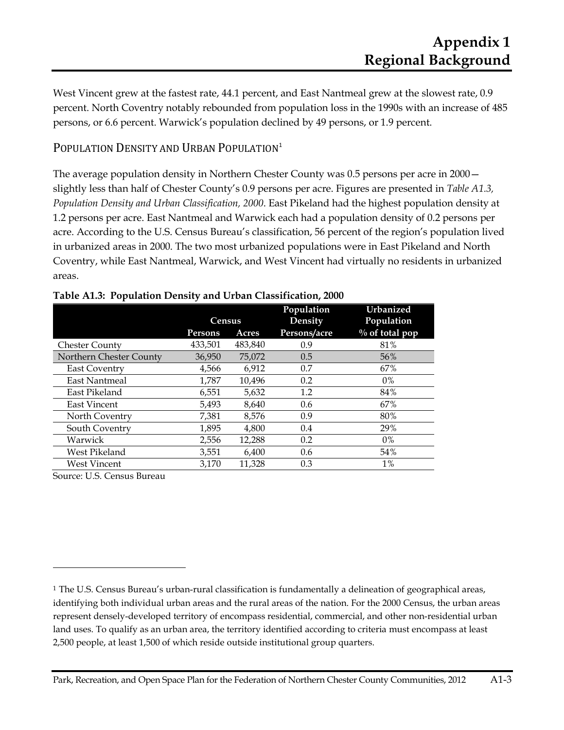West Vincent grew at the fastest rate, 44.1 percent, and East Nantmeal grew at the slowest rate, 0.9 percent. North Coventry notably rebounded from population loss in the 1990s with an increase of 485 persons, or 6.6 percent. Warwick's population declined by 49 persons, or 1.9 percent.

## Population Density and Urban Population[1]

The average population density in Northern Chester County was 0.5 persons per acre in 2000—slightly less than half of Chester County's 0.9 persons per acre. Figures are presented in *Table A1.3, Population Density and Urban Classification, 2000*. East Pikeland had the highest population density at 1.2 persons per acre. East Nantmeal and Warwick each had a population density of 0.2 persons per acre. According to the U.S. Census Bureau's classification, 56 percent of the region's population lived in urbanized areas in 2000. The two most urbanized populations were in East Pikeland and North Coventry, while East Nantmeal, Warwick, and West Vincent had virtually no residents in urbanized areas.

**Table A1.3: Population Density and Urban Classification, 2000**

| | Census | | Population Density | Urbanized Population |
|---|---|---|---|---|
| | Persons | Acres | Persons/acre | % of total pop |
| Chester County | 433,501 | 483,840 | 0.9 | 81% |
| Northern Chester County | 36,950 | 75,072 | 0.5 | 56% |
| East Coventry | 4,566 | 6,912 | 0.7 | 67% |
| East Nantmeal | 1,787 | 10,496 | 0.2 | 0% |
| East Pikeland | 6,551 | 5,632 | 1.2 | 84% |
| East Vincent | 5,493 | 8,640 | 0.6 | 67% |
| North Coventry | 7,381 | 8,576 | 0.9 | 80% |
| South Coventry | 1,895 | 4,800 | 0.4 | 29% |
| Warwick | 2,556 | 12,288 | 0.2 | 0% |
| West Pikeland | 3,551 | 6,400 | 0.6 | 54% |
| West Vincent | 3,170 | 11,328 | 0.3 | 1% |

Source: U.S. Census Bureau

[1] The U.S. Census Bureau's urban-rural classification is fundamentally a delineation of geographical areas, identifying both individual urban areas and the rural areas of the nation. For the 2000 Census, the urban areas represent densely-developed territory of encompass residential, commercial, and other non-residential urban land uses. To qualify as an urban area, the territory identified according to criteria must encompass at least 2,500 people, at least 1,500 of which reside outside institutional group quarters.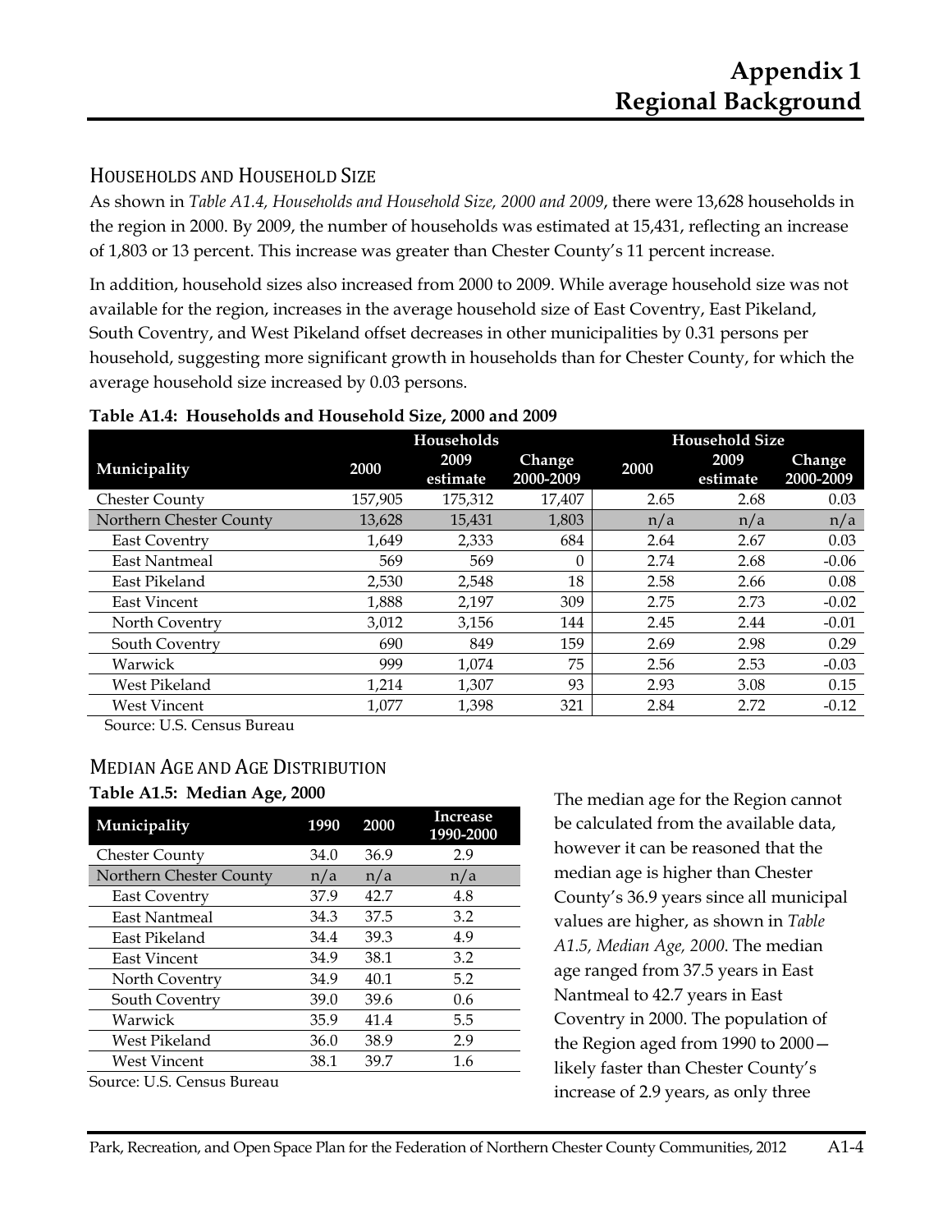# Appendix 1
# Regional Background

## Households and Household Size

As shown in *Table A1.4, Households and Household Size, 2000 and 2009*, there were 13,628 households in the region in 2000. By 2009, the number of households was estimated at 15,431, reflecting an increase of 1,803 or 13 percent. This increase was greater than Chester County's 11 percent increase.

In addition, household sizes also increased from 2000 to 2009. While average household size was not available for the region, increases in the average household size of East Coventry, East Pikeland, South Coventry, and West Pikeland offset decreases in other municipalities by 0.31 persons per household, suggesting more significant growth in households than for Chester County, for which the average household size increased by 0.03 persons.

**Table A1.4: Households and Household Size, 2000 and 2009**

| Municipality | Households | | | Household Size | | |
|---|---|---|---|---|---|---|
| | 2000 | 2009 estimate | Change 2000-2009 | 2000 | 2009 estimate | Change 2000-2009 |
| Chester County | 157,905 | 175,312 | 17,407 | 2.65 | 2.68 | 0.03 |
| Northern Chester County | 13,628 | 15,431 | 1,803 | n/a | n/a | n/a |
| East Coventry | 1,649 | 2,333 | 684 | 2.64 | 2.67 | 0.03 |
| East Nantmeal | 569 | 569 | 0 | 2.74 | 2.68 | -0.06 |
| East Pikeland | 2,530 | 2,548 | 18 | 2.58 | 2.66 | 0.08 |
| East Vincent | 1,888 | 2,197 | 309 | 2.75 | 2.73 | -0.02 |
| North Coventry | 3,012 | 3,156 | 144 | 2.45 | 2.44 | -0.01 |
| South Coventry | 690 | 849 | 159 | 2.69 | 2.98 | 0.29 |
| Warwick | 999 | 1,074 | 75 | 2.56 | 2.53 | -0.03 |
| West Pikeland | 1,214 | 1,307 | 93 | 2.93 | 3.08 | 0.15 |
| West Vincent | 1,077 | 1,398 | 321 | 2.84 | 2.72 | -0.12 |

Source: U.S. Census Bureau

## Median Age and Age Distribution

**Table A1.5: Median Age, 2000**

| Municipality | 1990 | 2000 | Increase 1990-2000 |
|---|---|---|---|
| Chester County | 34.0 | 36.9 | 2.9 |
| Northern Chester County | n/a | n/a | n/a |
| East Coventry | 37.9 | 42.7 | 4.8 |
| East Nantmeal | 34.3 | 37.5 | 3.2 |
| East Pikeland | 34.4 | 39.3 | 4.9 |
| East Vincent | 34.9 | 38.1 | 3.2 |
| North Coventry | 34.9 | 40.1 | 5.2 |
| South Coventry | 39.0 | 39.6 | 0.6 |
| Warwick | 35.9 | 41.4 | 5.5 |
| West Pikeland | 36.0 | 38.9 | 2.9 |
| West Vincent | 38.1 | 39.7 | 1.6 |

Source: U.S. Census Bureau

The median age for the Region cannot be calculated from the available data, however it can be reasoned that the median age is higher than Chester County's 36.9 years since all municipal values are higher, as shown in *Table A1.5, Median Age, 2000*. The median age ranged from 37.5 years in East Nantmeal to 42.7 years in East Coventry in 2000. The population of the Region aged from 1990 to 2000—likely faster than Chester County's increase of 2.9 years, as only three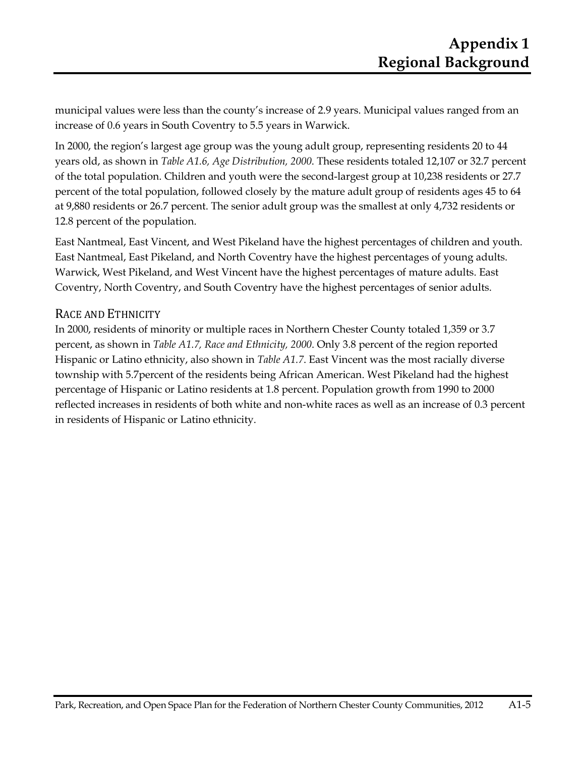municipal values were less than the county's increase of 2.9 years. Municipal values ranged from an increase of 0.6 years in South Coventry to 5.5 years in Warwick.

In 2000, the region's largest age group was the young adult group, representing residents 20 to 44 years old, as shown in *Table A1.6, Age Distribution, 2000*. These residents totaled 12,107 or 32.7 percent of the total population. Children and youth were the second-largest group at 10,238 residents or 27.7 percent of the total population, followed closely by the mature adult group of residents ages 45 to 64 at 9,880 residents or 26.7 percent. The senior adult group was the smallest at only 4,732 residents or 12.8 percent of the population.

East Nantmeal, East Vincent, and West Pikeland have the highest percentages of children and youth. East Nantmeal, East Pikeland, and North Coventry have the highest percentages of young adults. Warwick, West Pikeland, and West Vincent have the highest percentages of mature adults. East Coventry, North Coventry, and South Coventry have the highest percentages of senior adults.

## RACE AND ETHNICITY

In 2000, residents of minority or multiple races in Northern Chester County totaled 1,359 or 3.7 percent, as shown in *Table A1.7, Race and Ethnicity, 2000*. Only 3.8 percent of the region reported Hispanic or Latino ethnicity, also shown in *Table A1.7*. East Vincent was the most racially diverse township with 5.7percent of the residents being African American. West Pikeland had the highest percentage of Hispanic or Latino residents at 1.8 percent. Population growth from 1990 to 2000 reflected increases in residents of both white and non-white races as well as an increase of 0.3 percent in residents of Hispanic or Latino ethnicity.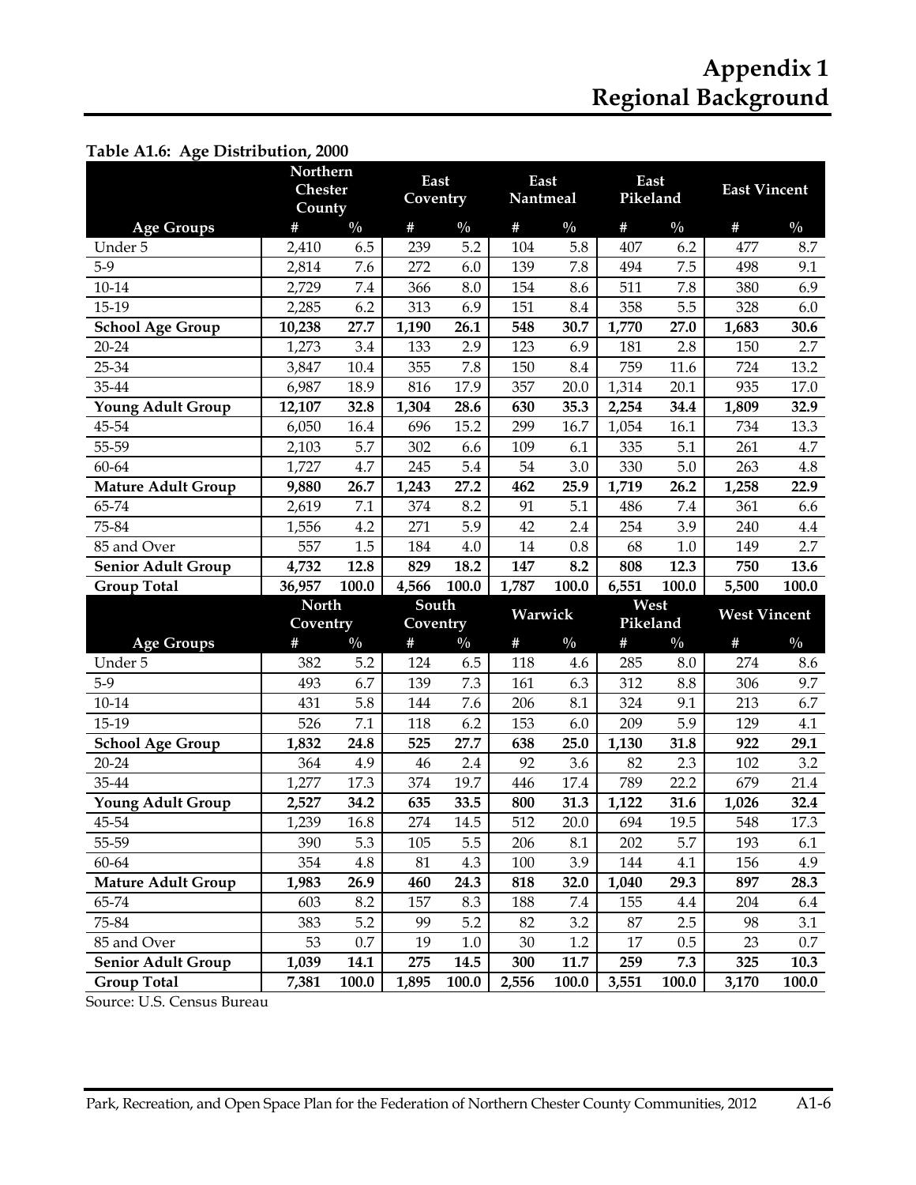# Appendix 1
# Regional Background

**Table A1.6: Age Distribution, 2000**

| Age Groups | Northern Chester County # | % | East Coventry # | % | East Nantmeal # | % | East Pikeland # | % | East Vincent # | % |
|---|---|---|---|---|---|---|---|---|---|---|
| Under 5 | 2,410 | 6.5 | 239 | 5.2 | 104 | 5.8 | 407 | 6.2 | 477 | 8.7 |
| 5-9 | 2,814 | 7.6 | 272 | 6.0 | 139 | 7.8 | 494 | 7.5 | 498 | 9.1 |
| 10-14 | 2,729 | 7.4 | 366 | 8.0 | 154 | 8.6 | 511 | 7.8 | 380 | 6.9 |
| 15-19 | 2,285 | 6.2 | 313 | 6.9 | 151 | 8.4 | 358 | 5.5 | 328 | 6.0 |
| **School Age Group** | **10,238** | **27.7** | **1,190** | **26.1** | **548** | **30.7** | **1,770** | **27.0** | **1,683** | **30.6** |
| 20-24 | 1,273 | 3.4 | 133 | 2.9 | 123 | 6.9 | 181 | 2.8 | 150 | 2.7 |
| 25-34 | 3,847 | 10.4 | 355 | 7.8 | 150 | 8.4 | 759 | 11.6 | 724 | 13.2 |
| 35-44 | 6,987 | 18.9 | 816 | 17.9 | 357 | 20.0 | 1,314 | 20.1 | 935 | 17.0 |
| **Young Adult Group** | **12,107** | **32.8** | **1,304** | **28.6** | **630** | **35.3** | **2,254** | **34.4** | **1,809** | **32.9** |
| 45-54 | 6,050 | 16.4 | 696 | 15.2 | 299 | 16.7 | 1,054 | 16.1 | 734 | 13.3 |
| 55-59 | 2,103 | 5.7 | 302 | 6.6 | 109 | 6.1 | 335 | 5.1 | 261 | 4.7 |
| 60-64 | 1,727 | 4.7 | 245 | 5.4 | 54 | 3.0 | 330 | 5.0 | 263 | 4.8 |
| **Mature Adult Group** | **9,880** | **26.7** | **1,243** | **27.2** | **462** | **25.9** | **1,719** | **26.2** | **1,258** | **22.9** |
| 65-74 | 2,619 | 7.1 | 374 | 8.2 | 91 | 5.1 | 486 | 7.4 | 361 | 6.6 |
| 75-84 | 1,556 | 4.2 | 271 | 5.9 | 42 | 2.4 | 254 | 3.9 | 240 | 4.4 |
| 85 and Over | 557 | 1.5 | 184 | 4.0 | 14 | 0.8 | 68 | 1.0 | 149 | 2.7 |
| **Senior Adult Group** | **4,732** | **12.8** | **829** | **18.2** | **147** | **8.2** | **808** | **12.3** | **750** | **13.6** |
| **Group Total** | **36,957** | **100.0** | **4,566** | **100.0** | **1,787** | **100.0** | **6,551** | **100.0** | **5,500** | **100.0** |

| Age Groups | North Coventry # | % | South Coventry # | % | Warwick # | % | West Pikeland # | % | West Vincent # | % |
|---|---|---|---|---|---|---|---|---|---|---|
| Under 5 | 382 | 5.2 | 124 | 6.5 | 118 | 4.6 | 285 | 8.0 | 274 | 8.6 |
| 5-9 | 493 | 6.7 | 139 | 7.3 | 161 | 6.3 | 312 | 8.8 | 306 | 9.7 |
| 10-14 | 431 | 5.8 | 144 | 7.6 | 206 | 8.1 | 324 | 9.1 | 213 | 6.7 |
| 15-19 | 526 | 7.1 | 118 | 6.2 | 153 | 6.0 | 209 | 5.9 | 129 | 4.1 |
| **School Age Group** | **1,832** | **24.8** | **525** | **27.7** | **638** | **25.0** | **1,130** | **31.8** | **922** | **29.1** |
| 20-24 | 364 | 4.9 | 46 | 2.4 | 92 | 3.6 | 82 | 2.3 | 102 | 3.2 |
| 35-44 | 1,277 | 17.3 | 374 | 19.7 | 446 | 17.4 | 789 | 22.2 | 679 | 21.4 |
| **Young Adult Group** | **2,527** | **34.2** | **635** | **33.5** | **800** | **31.3** | **1,122** | **31.6** | **1,026** | **32.4** |
| 45-54 | 1,239 | 16.8 | 274 | 14.5 | 512 | 20.0 | 694 | 19.5 | 548 | 17.3 |
| 55-59 | 390 | 5.3 | 105 | 5.5 | 206 | 8.1 | 202 | 5.7 | 193 | 6.1 |
| 60-64 | 354 | 4.8 | 81 | 4.3 | 100 | 3.9 | 144 | 4.1 | 156 | 4.9 |
| **Mature Adult Group** | **1,983** | **26.9** | **460** | **24.3** | **818** | **32.0** | **1,040** | **29.3** | **897** | **28.3** |
| 65-74 | 603 | 8.2 | 157 | 8.3 | 188 | 7.4 | 155 | 4.4 | 204 | 6.4 |
| 75-84 | 383 | 5.2 | 99 | 5.2 | 82 | 3.2 | 87 | 2.5 | 98 | 3.1 |
| 85 and Over | 53 | 0.7 | 19 | 1.0 | 30 | 1.2 | 17 | 0.5 | 23 | 0.7 |
| **Senior Adult Group** | **1,039** | **14.1** | **275** | **14.5** | **300** | **11.7** | **259** | **7.3** | **325** | **10.3** |
| **Group Total** | **7,381** | **100.0** | **1,895** | **100.0** | **2,556** | **100.0** | **3,551** | **100.0** | **3,170** | **100.0** |

Source: U.S. Census Bureau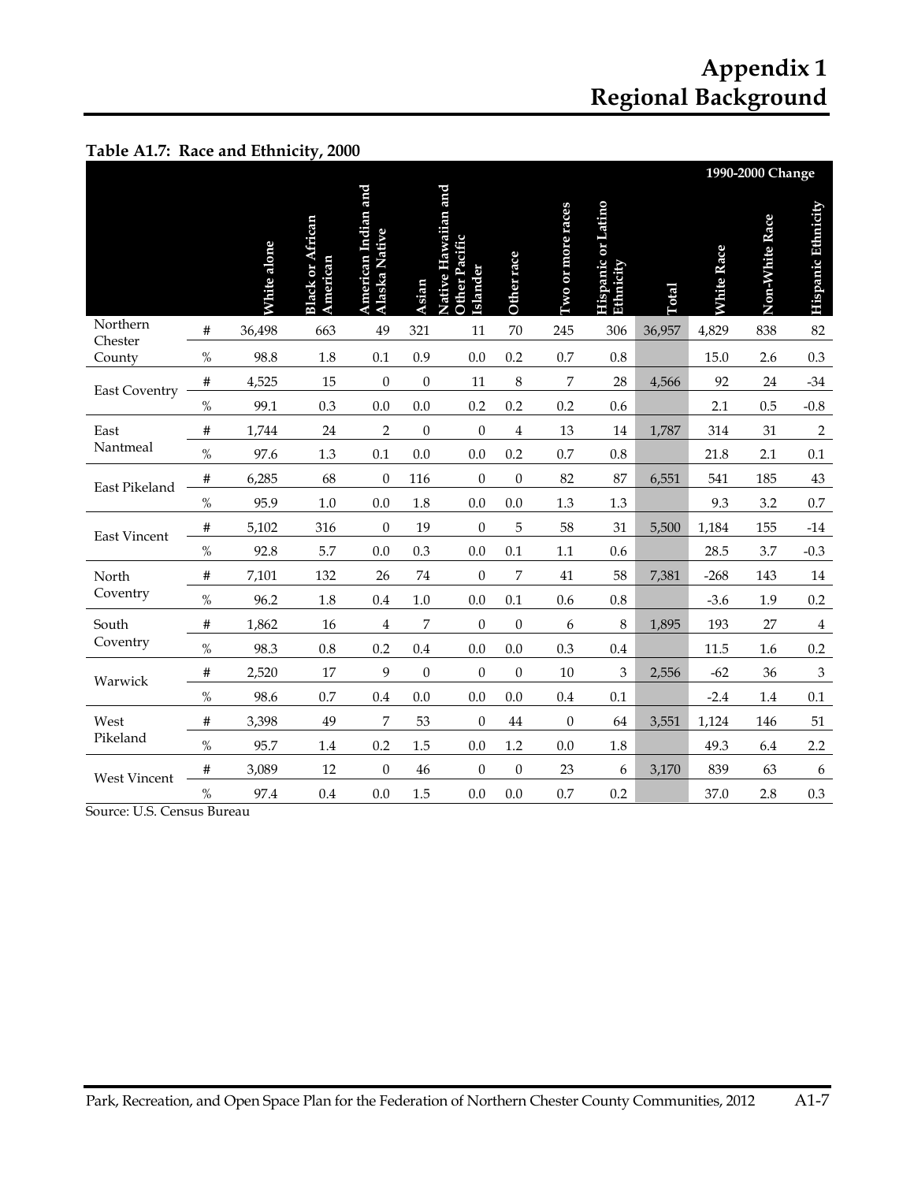# Appendix 1
# Regional Background

**Table A1.7: Race and Ethnicity, 2000**

| | | White alone | Black or African American | American Indian and Alaska Native | Asian | Native Hawaiian and Other Pacific Islander | Other race | Two or more races | Hispanic or Latino Ethnicity | Total | 1990-2000 Change | | |
|---|---|---|---|---|---|---|---|---|---|---|---|---|---|
| | | | | | | | | | | | White Race | Non-White Race | Hispanic Ethnicity |
| Northern Chester County | # | 36,498 | 663 | 49 | 321 | 11 | 70 | 245 | 306 | 36,957 | 4,829 | 838 | 82 |
| | % | 98.8 | 1.8 | 0.1 | 0.9 | 0.0 | 0.2 | 0.7 | 0.8 | | 15.0 | 2.6 | 0.3 |
| East Coventry | # | 4,525 | 15 | 0 | 0 | 11 | 8 | 7 | 28 | 4,566 | 92 | 24 | -34 |
| | % | 99.1 | 0.3 | 0.0 | 0.0 | 0.2 | 0.2 | 0.2 | 0.6 | | 2.1 | 0.5 | -0.8 |
| East Nantmeal | # | 1,744 | 24 | 2 | 0 | 0 | 4 | 13 | 14 | 1,787 | 314 | 31 | 2 |
| | % | 97.6 | 1.3 | 0.1 | 0.0 | 0.0 | 0.2 | 0.7 | 0.8 | | 21.8 | 2.1 | 0.1 |
| East Pikeland | # | 6,285 | 68 | 0 | 116 | 0 | 0 | 82 | 87 | 6,551 | 541 | 185 | 43 |
| | % | 95.9 | 1.0 | 0.0 | 1.8 | 0.0 | 0.0 | 1.3 | 1.3 | | 9.3 | 3.2 | 0.7 |
| East Vincent | # | 5,102 | 316 | 0 | 19 | 0 | 5 | 58 | 31 | 5,500 | 1,184 | 155 | -14 |
| | % | 92.8 | 5.7 | 0.0 | 0.3 | 0.0 | 0.1 | 1.1 | 0.6 | | 28.5 | 3.7 | -0.3 |
| North Coventry | # | 7,101 | 132 | 26 | 74 | 0 | 7 | 41 | 58 | 7,381 | -268 | 143 | 14 |
| | % | 96.2 | 1.8 | 0.4 | 1.0 | 0.0 | 0.1 | 0.6 | 0.8 | | -3.6 | 1.9 | 0.2 |
| South Coventry | # | 1,862 | 16 | 4 | 7 | 0 | 0 | 6 | 8 | 1,895 | 193 | 27 | 4 |
| | % | 98.3 | 0.8 | 0.2 | 0.4 | 0.0 | 0.0 | 0.3 | 0.4 | | 11.5 | 1.6 | 0.2 |
| Warwick | # | 2,520 | 17 | 9 | 0 | 0 | 0 | 10 | 3 | 2,556 | -62 | 36 | 3 |
| | % | 98.6 | 0.7 | 0.4 | 0.0 | 0.0 | 0.0 | 0.4 | 0.1 | | -2.4 | 1.4 | 0.1 |
| West Pikeland | # | 3,398 | 49 | 7 | 53 | 0 | 44 | 0 | 64 | 3,551 | 1,124 | 146 | 51 |
| | % | 95.7 | 1.4 | 0.2 | 1.5 | 0.0 | 1.2 | 0.0 | 1.8 | | 49.3 | 6.4 | 2.2 |
| West Vincent | # | 3,089 | 12 | 0 | 46 | 0 | 0 | 23 | 6 | 3,170 | 839 | 63 | 6 |
| | % | 97.4 | 0.4 | 0.0 | 1.5 | 0.0 | 0.0 | 0.7 | 0.2 | | 37.0 | 2.8 | 0.3 |

Source: U.S. Census Bureau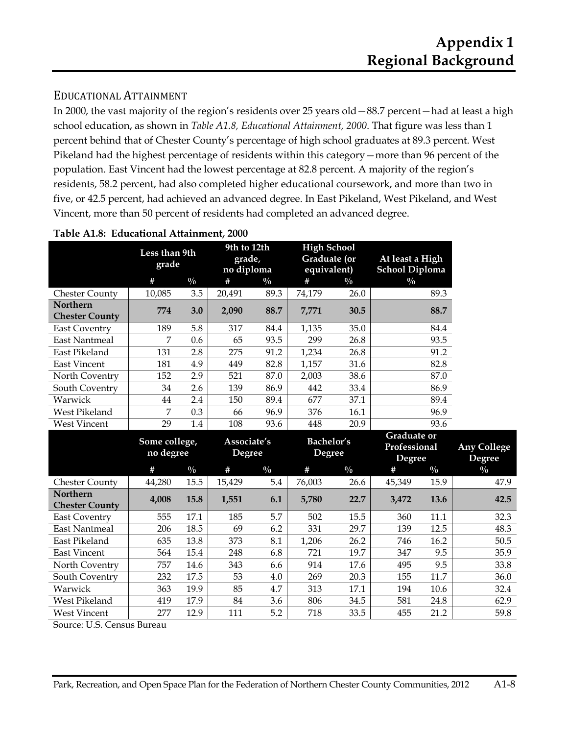## EDUCATIONAL ATTAINMENT

In 2000, the vast majority of the region's residents over 25 years old—88.7 percent—had at least a high school education, as shown in *Table A1.8, Educational Attainment, 2000*. That figure was less than 1 percent behind that of Chester County's percentage of high school graduates at 89.3 percent. West Pikeland had the highest percentage of residents within this category—more than 96 percent of the population. East Vincent had the lowest percentage at 82.8 percent. A majority of the region's residents, 58.2 percent, had also completed higher educational coursework, and more than two in five, or 42.5 percent, had achieved an advanced degree. In East Pikeland, West Pikeland, and West Vincent, more than 50 percent of residents had completed an advanced degree.

**Table A1.8: Educational Attainment, 2000**

| | Less than 9th grade | | 9th to 12th grade, no diploma | | High School Graduate (or equivalent) | | At least a High School Diploma |
|---|---|---|---|---|---|---|---|
| | # | % | # | % | # | % | % |
| Chester County | 10,085 | 3.5 | 20,491 | 89.3 | 74,179 | 26.0 | 89.3 |
| **Northern Chester County** | **774** | **3.0** | **2,090** | **88.7** | **7,771** | **30.5** | **88.7** |
| East Coventry | 189 | 5.8 | 317 | 84.4 | 1,135 | 35.0 | 84.4 |
| East Nantmeal | 7 | 0.6 | 65 | 93.5 | 299 | 26.8 | 93.5 |
| East Pikeland | 131 | 2.8 | 275 | 91.2 | 1,234 | 26.8 | 91.2 |
| East Vincent | 181 | 4.9 | 449 | 82.8 | 1,157 | 31.6 | 82.8 |
| North Coventry | 152 | 2.9 | 521 | 87.0 | 2,003 | 38.6 | 87.0 |
| South Coventry | 34 | 2.6 | 139 | 86.9 | 442 | 33.4 | 86.9 |
| Warwick | 44 | 2.4 | 150 | 89.4 | 677 | 37.1 | 89.4 |
| West Pikeland | 7 | 0.3 | 66 | 96.9 | 376 | 16.1 | 96.9 |
| West Vincent | 29 | 1.4 | 108 | 93.6 | 448 | 20.9 | 93.6 |

| | Some college, no degree | | Associate's Degree | | Bachelor's Degree | | Graduate or Professional Degree | | Any College Degree |
|---|---|---|---|---|---|---|---|---|---|
| | # | % | # | % | # | % | # | % | % |
| Chester County | 44,280 | 15.5 | 15,429 | 5.4 | 76,003 | 26.6 | 45,349 | 15.9 | 47.9 |
| **Northern Chester County** | **4,008** | **15.8** | **1,551** | **6.1** | **5,780** | **22.7** | **3,472** | **13.6** | **42.5** |
| East Coventry | 555 | 17.1 | 185 | 5.7 | 502 | 15.5 | 360 | 11.1 | 32.3 |
| East Nantmeal | 206 | 18.5 | 69 | 6.2 | 331 | 29.7 | 139 | 12.5 | 48.3 |
| East Pikeland | 635 | 13.8 | 373 | 8.1 | 1,206 | 26.2 | 746 | 16.2 | 50.5 |
| East Vincent | 564 | 15.4 | 248 | 6.8 | 721 | 19.7 | 347 | 9.5 | 35.9 |
| North Coventry | 757 | 14.6 | 343 | 6.6 | 914 | 17.6 | 495 | 9.5 | 33.8 |
| South Coventry | 232 | 17.5 | 53 | 4.0 | 269 | 20.3 | 155 | 11.7 | 36.0 |
| Warwick | 363 | 19.9 | 85 | 4.7 | 313 | 17.1 | 194 | 10.6 | 32.4 |
| West Pikeland | 419 | 17.9 | 84 | 3.6 | 806 | 34.5 | 581 | 24.8 | 62.9 |
| West Vincent | 277 | 12.9 | 111 | 5.2 | 718 | 33.5 | 455 | 21.2 | 59.8 |

Source: U.S. Census Bureau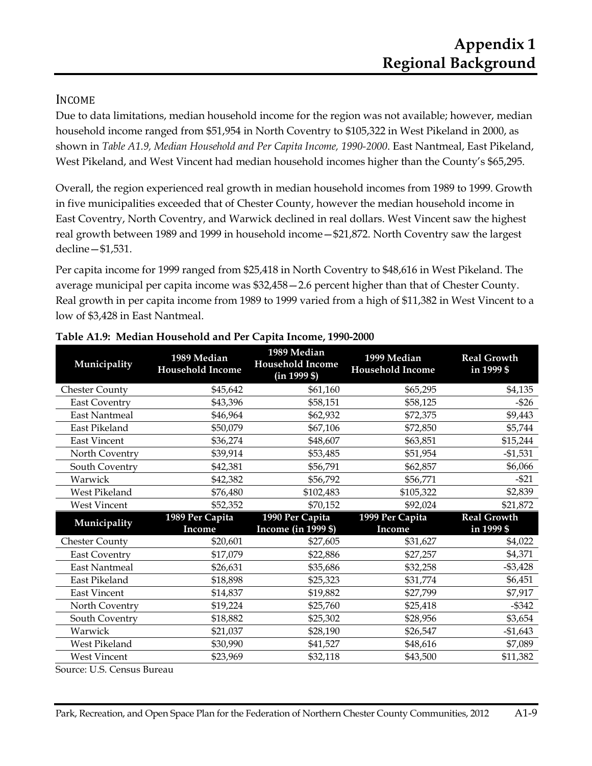# Appendix 1
# Regional Background

## Income

Due to data limitations, median household income for the region was not available; however, median household income ranged from $51,954 in North Coventry to $105,322 in West Pikeland in 2000, as shown in *Table A1.9, Median Household and Per Capita Income, 1990-2000*. East Nantmeal, East Pikeland, West Pikeland, and West Vincent had median household incomes higher than the County's $65,295.

Overall, the region experienced real growth in median household incomes from 1989 to 1999. Growth in five municipalities exceeded that of Chester County, however the median household income in East Coventry, North Coventry, and Warwick declined in real dollars. West Vincent saw the highest real growth between 1989 and 1999 in household income—$21,872. North Coventry saw the largest decline—$1,531.

Per capita income for 1999 ranged from $25,418 in North Coventry to $48,616 in West Pikeland. The average municipal per capita income was $32,458—2.6 percent higher than that of Chester County. Real growth in per capita income from 1989 to 1999 varied from a high of $11,382 in West Vincent to a low of $3,428 in East Nantmeal.

**Table A1.9: Median Household and Per Capita Income, 1990-2000**

| Municipality | 1989 Median Household Income | 1989 Median Household Income (in 1999 $) | 1999 Median Household Income | Real Growth in 1999 $ |
|---|---|---|---|---|
| Chester County | $45,642 | $61,160 | $65,295 | $4,135 |
| East Coventry | $43,396 | $58,151 | $58,125 | -$26 |
| East Nantmeal | $46,964 | $62,932 | $72,375 | $9,443 |
| East Pikeland | $50,079 | $67,106 | $72,850 | $5,744 |
| East Vincent | $36,274 | $48,607 | $63,851 | $15,244 |
| North Coventry | $39,914 | $53,485 | $51,954 | -$1,531 |
| South Coventry | $42,381 | $56,791 | $62,857 | $6,066 |
| Warwick | $42,382 | $56,792 | $56,771 | -$21 |
| West Pikeland | $76,480 | $102,483 | $105,322 | $2,839 |
| West Vincent | $52,352 | $70,152 | $92,024 | $21,872 |
| **Municipality** | **1989 Per Capita Income** | **1990 Per Capita Income (in 1999 $)** | **1999 Per Capita Income** | **Real Growth in 1999 $** |
| Chester County | $20,601 | $27,605 | $31,627 | $4,022 |
| East Coventry | $17,079 | $22,886 | $27,257 | $4,371 |
| East Nantmeal | $26,631 | $35,686 | $32,258 | -$3,428 |
| East Pikeland | $18,898 | $25,323 | $31,774 | $6,451 |
| East Vincent | $14,837 | $19,882 | $27,799 | $7,917 |
| North Coventry | $19,224 | $25,760 | $25,418 | -$342 |
| South Coventry | $18,882 | $25,302 | $28,956 | $3,654 |
| Warwick | $21,037 | $28,190 | $26,547 | -$1,643 |
| West Pikeland | $30,990 | $41,527 | $48,616 | $7,089 |
| West Vincent | $23,969 | $32,118 | $43,500 | $11,382 |

Source: U.S. Census Bureau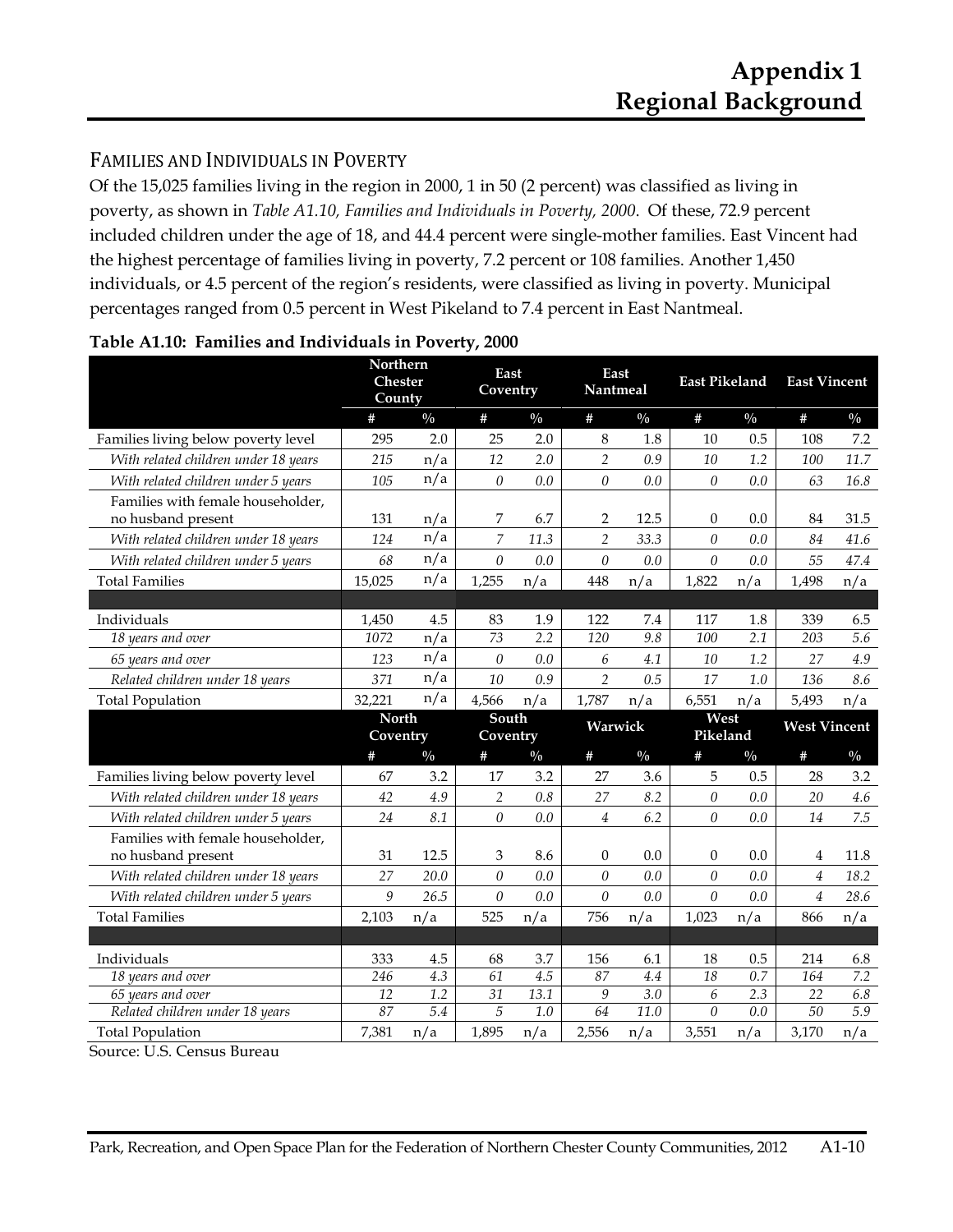## FAMILIES AND INDIVIDUALS IN POVERTY

Of the 15,025 families living in the region in 2000, 1 in 50 (2 percent) was classified as living in poverty, as shown in *Table A1.10, Families and Individuals in Poverty, 2000*. Of these, 72.9 percent included children under the age of 18, and 44.4 percent were single-mother families. East Vincent had the highest percentage of families living in poverty, 7.2 percent or 108 families. Another 1,450 individuals, or 4.5 percent of the region's residents, were classified as living in poverty. Municipal percentages ranged from 0.5 percent in West Pikeland to 7.4 percent in East Nantmeal.

**Table A1.10: Families and Individuals in Poverty, 2000**

| | Northern Chester County | | East Coventry | | East Nantmeal | | East Pikeland | | East Vincent | |
|---|---|---|---|---|---|---|---|---|---|---|
| | # | % | # | % | # | % | # | % | # | % |
| Families living below poverty level | 295 | 2.0 | 25 | 2.0 | 8 | 1.8 | 10 | 0.5 | 108 | 7.2 |
| *With related children under 18 years* | *215* | n/a | *12* | *2.0* | *2* | *0.9* | *10* | *1.2* | *100* | *11.7* |
| *With related children under 5 years* | *105* | n/a | *0* | *0.0* | *0* | *0.0* | *0* | *0.0* | *63* | *16.8* |
| Families with female householder, no husband present | 131 | n/a | 7 | 6.7 | 2 | 12.5 | 0 | 0.0 | 84 | 31.5 |
| *With related children under 18 years* | *124* | n/a | *7* | *11.3* | *2* | *33.3* | *0* | *0.0* | *84* | *41.6* |
| *With related children under 5 years* | *68* | n/a | *0* | *0.0* | *0* | *0.0* | *0* | *0.0* | *55* | *47.4* |
| Total Families | 15,025 | n/a | 1,255 | n/a | 448 | n/a | 1,822 | n/a | 1,498 | n/a |
| | | | | | | | | | | |
| Individuals | 1,450 | 4.5 | 83 | 1.9 | 122 | 7.4 | 117 | 1.8 | 339 | 6.5 |
| *18 years and over* | *1072* | n/a | *73* | *2.2* | *120* | *9.8* | *100* | *2.1* | *203* | *5.6* |
| *65 years and over* | *123* | n/a | *0* | *0.0* | *6* | *4.1* | *10* | *1.2* | *27* | *4.9* |
| *Related children under 18 years* | *371* | n/a | *10* | *0.9* | *2* | *0.5* | *17* | *1.0* | *136* | *8.6* |
| Total Population | 32,221 | n/a | 4,566 | n/a | 1,787 | n/a | 6,551 | n/a | 5,493 | n/a |
| | **North Coventry** | | **South Coventry** | | **Warwick** | | **West Pikeland** | | **West Vincent** | |
| | # | % | # | % | # | % | # | % | # | % |
| Families living below poverty level | 67 | 3.2 | 17 | 3.2 | 27 | 3.6 | 5 | 0.5 | 28 | 3.2 |
| *With related children under 18 years* | *42* | *4.9* | *2* | *0.8* | *27* | *8.2* | *0* | *0.0* | *20* | *4.6* |
| *With related children under 5 years* | *24* | *8.1* | *0* | *0.0* | *4* | *6.2* | *0* | *0.0* | *14* | *7.5* |
| Families with female householder, no husband present | 31 | 12.5 | 3 | 8.6 | 0 | 0.0 | 0 | 0.0 | 4 | 11.8 |
| *With related children under 18 years* | *27* | *20.0* | *0* | *0.0* | *0* | *0.0* | *0* | *0.0* | *4* | *18.2* |
| *With related children under 5 years* | *9* | *26.5* | *0* | *0.0* | *0* | *0.0* | *0* | *0.0* | *4* | *28.6* |
| Total Families | 2,103 | n/a | 525 | n/a | 756 | n/a | 1,023 | n/a | 866 | n/a |
| | | | | | | | | | | |
| Individuals | 333 | 4.5 | 68 | 3.7 | 156 | 6.1 | 18 | 0.5 | 214 | 6.8 |
| *18 years and over* | *246* | *4.3* | *61* | *4.5* | *87* | *4.4* | *18* | *0.7* | *164* | *7.2* |
| *65 years and over* | *12* | *1.2* | *31* | *13.1* | *9* | *3.0* | *6* | *2.3* | *22* | *6.8* |
| *Related children under 18 years* | *87* | *5.4* | *5* | *1.0* | *64* | *11.0* | *0* | *0.0* | *50* | *5.9* |
| Total Population | 7,381 | n/a | 1,895 | n/a | 2,556 | n/a | 3,551 | n/a | 3,170 | n/a |

Source: U.S. Census Bureau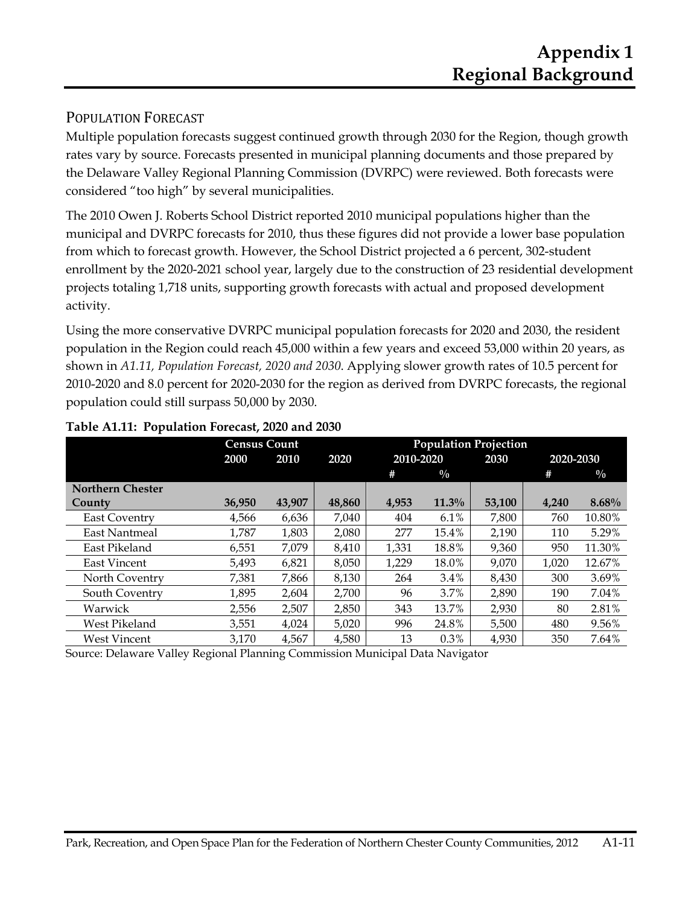# Appendix 1
# Regional Background

## Population Forecast

Multiple population forecasts suggest continued growth through 2030 for the Region, though growth rates vary by source. Forecasts presented in municipal planning documents and those prepared by the Delaware Valley Regional Planning Commission (DVRPC) were reviewed. Both forecasts were considered "too high" by several municipalities.

The 2010 Owen J. Roberts School District reported 2010 municipal populations higher than the municipal and DVRPC forecasts for 2010, thus these figures did not provide a lower base population from which to forecast growth. However, the School District projected a 6 percent, 302-student enrollment by the 2020-2021 school year, largely due to the construction of 23 residential development projects totaling 1,718 units, supporting growth forecasts with actual and proposed development activity.

Using the more conservative DVRPC municipal population forecasts for 2020 and 2030, the resident population in the Region could reach 45,000 within a few years and exceed 53,000 within 20 years, as shown in *A1.11, Population Forecast, 2020 and 2030*. Applying slower growth rates of 10.5 percent for 2010-2020 and 8.0 percent for 2020-2030 for the region as derived from DVRPC forecasts, the regional population could still surpass 50,000 by 2030.

**Table A1.11: Population Forecast, 2020 and 2030**

| | Census Count | | Population Projection | | | | | |
|---|---|---|---|---|---|---|---|---|
| | 2000 | 2010 | 2020 | 2010-2020 | | 2030 | 2020-2030 | |
| | | | | # | % | | # | % |
| **Northern Chester County** | **36,950** | **43,907** | **48,860** | **4,953** | **11.3%** | **53,100** | **4,240** | **8.68%** |
| East Coventry | 4,566 | 6,636 | 7,040 | 404 | 6.1% | 7,800 | 760 | 10.80% |
| East Nantmeal | 1,787 | 1,803 | 2,080 | 277 | 15.4% | 2,190 | 110 | 5.29% |
| East Pikeland | 6,551 | 7,079 | 8,410 | 1,331 | 18.8% | 9,360 | 950 | 11.30% |
| East Vincent | 5,493 | 6,821 | 8,050 | 1,229 | 18.0% | 9,070 | 1,020 | 12.67% |
| North Coventry | 7,381 | 7,866 | 8,130 | 264 | 3.4% | 8,430 | 300 | 3.69% |
| South Coventry | 1,895 | 2,604 | 2,700 | 96 | 3.7% | 2,890 | 190 | 7.04% |
| Warwick | 2,556 | 2,507 | 2,850 | 343 | 13.7% | 2,930 | 80 | 2.81% |
| West Pikeland | 3,551 | 4,024 | 5,020 | 996 | 24.8% | 5,500 | 480 | 9.56% |
| West Vincent | 3,170 | 4,567 | 4,580 | 13 | 0.3% | 4,930 | 350 | 7.64% |

Source: Delaware Valley Regional Planning Commission Municipal Data Navigator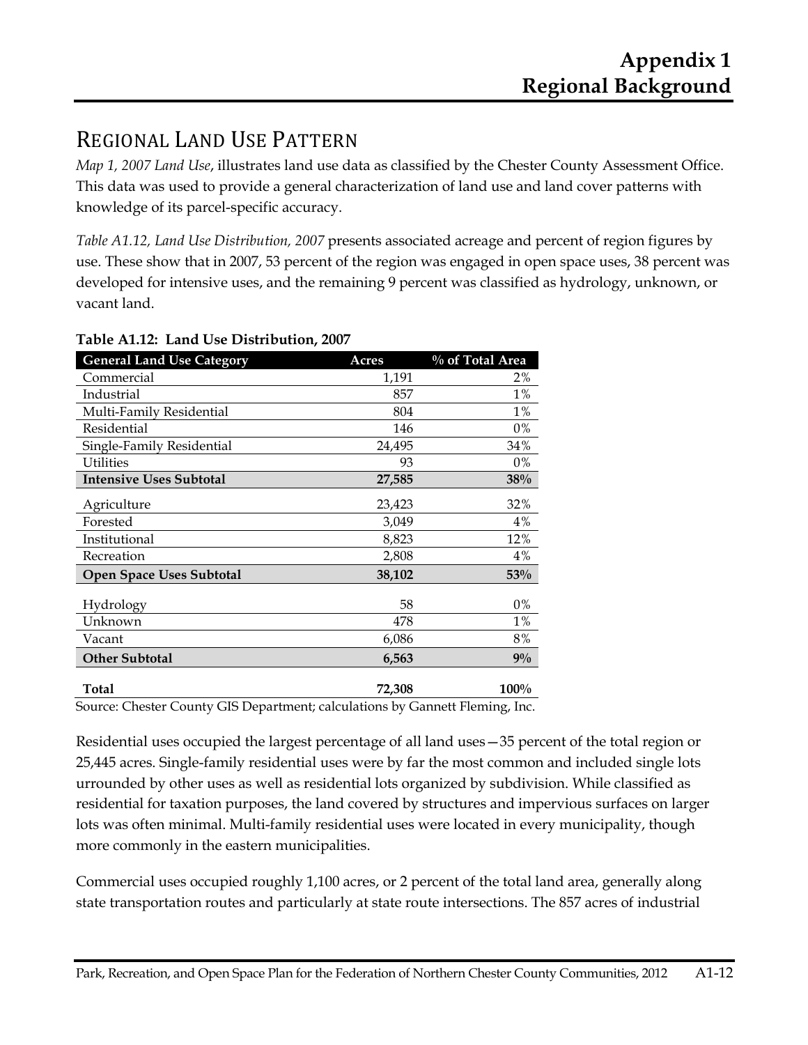## REGIONAL LAND USE PATTERN

*Map 1, 2007 Land Use*, illustrates land use data as classified by the Chester County Assessment Office. This data was used to provide a general characterization of land use and land cover patterns with knowledge of its parcel-specific accuracy.

*Table A1.12, Land Use Distribution, 2007* presents associated acreage and percent of region figures by use. These show that in 2007, 53 percent of the region was engaged in open space uses, 38 percent was developed for intensive uses, and the remaining 9 percent was classified as hydrology, unknown, or vacant land.

**Table A1.12: Land Use Distribution, 2007**

| General Land Use Category | Acres | % of Total Area |
|---|---|---|
| Commercial | 1,191 | 2% |
| Industrial | 857 | 1% |
| Multi-Family Residential | 804 | 1% |
| Residential | 146 | 0% |
| Single-Family Residential | 24,495 | 34% |
| Utilities | 93 | 0% |
| **Intensive Uses Subtotal** | **27,585** | **38%** |
| Agriculture | 23,423 | 32% |
| Forested | 3,049 | 4% |
| Institutional | 8,823 | 12% |
| Recreation | 2,808 | 4% |
| **Open Space Uses Subtotal** | **38,102** | **53%** |
| Hydrology | 58 | 0% |
| Unknown | 478 | 1% |
| Vacant | 6,086 | 8% |
| **Other Subtotal** | **6,563** | **9%** |
| **Total** | **72,308** | **100%** |

Source: Chester County GIS Department; calculations by Gannett Fleming, Inc.

Residential uses occupied the largest percentage of all land uses—35 percent of the total region or 25,445 acres. Single-family residential uses were by far the most common and included single lots urrounded by other uses as well as residential lots organized by subdivision. While classified as residential for taxation purposes, the land covered by structures and impervious surfaces on larger lots was often minimal. Multi-family residential uses were located in every municipality, though more commonly in the eastern municipalities.

Commercial uses occupied roughly 1,100 acres, or 2 percent of the total land area, generally along state transportation routes and particularly at state route intersections. The 857 acres of industrial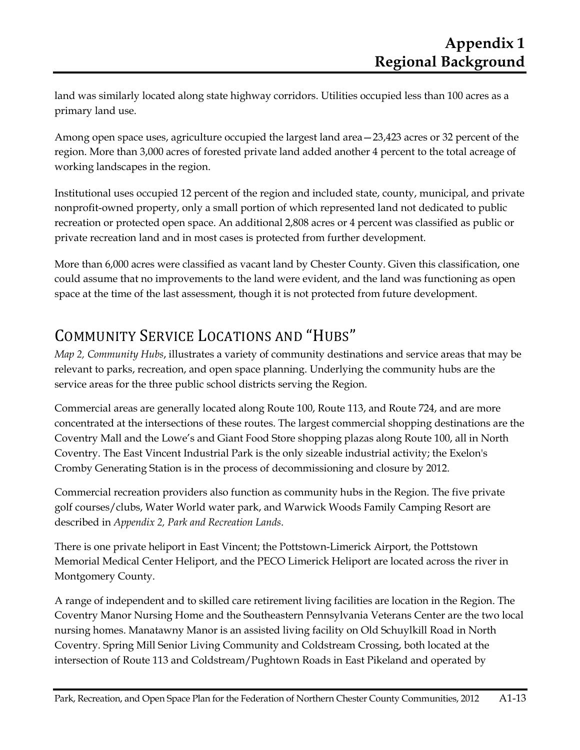land was similarly located along state highway corridors. Utilities occupied less than 100 acres as a primary land use.

Among open space uses, agriculture occupied the largest land area—23,423 acres or 32 percent of the region. More than 3,000 acres of forested private land added another 4 percent to the total acreage of working landscapes in the region.

Institutional uses occupied 12 percent of the region and included state, county, municipal, and private nonprofit-owned property, only a small portion of which represented land not dedicated to public recreation or protected open space. An additional 2,808 acres or 4 percent was classified as public or private recreation land and in most cases is protected from further development.

More than 6,000 acres were classified as vacant land by Chester County. Given this classification, one could assume that no improvements to the land were evident, and the land was functioning as open space at the time of the last assessment, though it is not protected from future development.

## Community Service Locations and "Hubs"

*Map 2, Community Hubs*, illustrates a variety of community destinations and service areas that may be relevant to parks, recreation, and open space planning. Underlying the community hubs are the service areas for the three public school districts serving the Region.

Commercial areas are generally located along Route 100, Route 113, and Route 724, and are more concentrated at the intersections of these routes. The largest commercial shopping destinations are the Coventry Mall and the Lowe's and Giant Food Store shopping plazas along Route 100, all in North Coventry. The East Vincent Industrial Park is the only sizeable industrial activity; the Exelon's Cromby Generating Station is in the process of decommissioning and closure by 2012.

Commercial recreation providers also function as community hubs in the Region. The five private golf courses/clubs, Water World water park, and Warwick Woods Family Camping Resort are described in *Appendix 2, Park and Recreation Lands*.

There is one private heliport in East Vincent; the Pottstown-Limerick Airport, the Pottstown Memorial Medical Center Heliport, and the PECO Limerick Heliport are located across the river in Montgomery County.

A range of independent and to skilled care retirement living facilities are location in the Region. The Coventry Manor Nursing Home and the Southeastern Pennsylvania Veterans Center are the two local nursing homes. Manatawny Manor is an assisted living facility on Old Schuylkill Road in North Coventry. Spring Mill Senior Living Community and Coldstream Crossing, both located at the intersection of Route 113 and Coldstream/Pughtown Roads in East Pikeland and operated by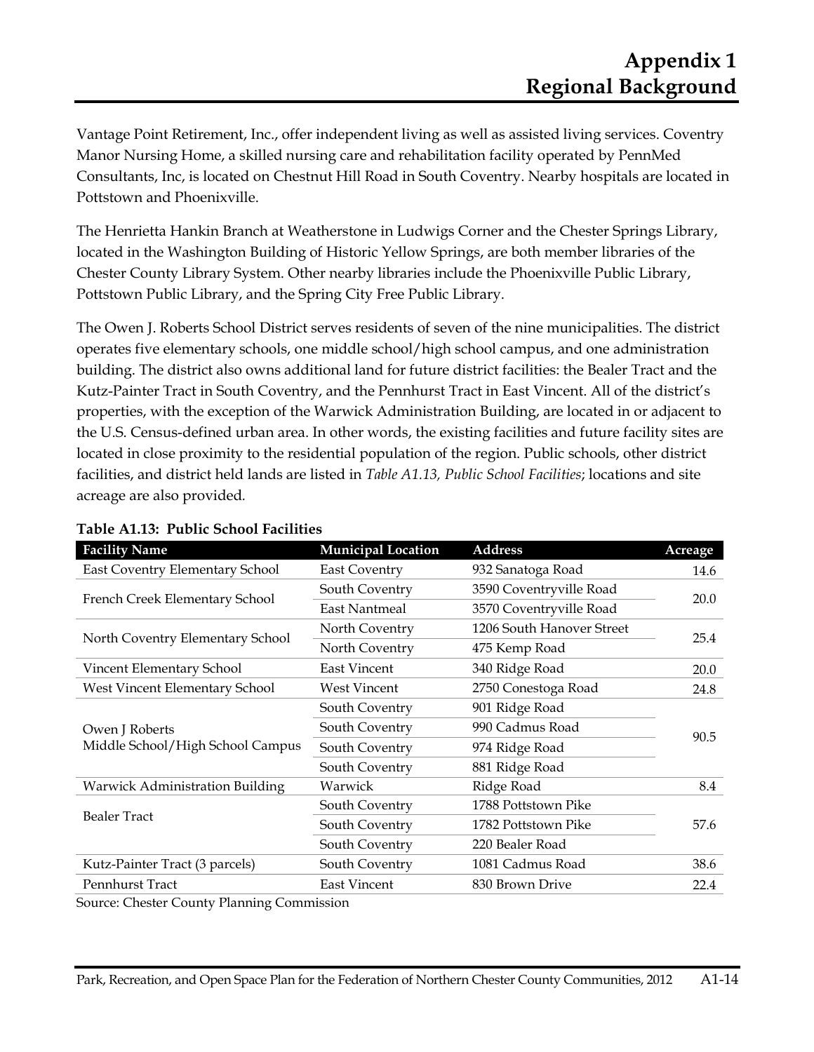Vantage Point Retirement, Inc., offer independent living as well as assisted living services. Coventry Manor Nursing Home, a skilled nursing care and rehabilitation facility operated by PennMed Consultants, Inc, is located on Chestnut Hill Road in South Coventry. Nearby hospitals are located in Pottstown and Phoenixville.

The Henrietta Hankin Branch at Weatherstone in Ludwigs Corner and the Chester Springs Library, located in the Washington Building of Historic Yellow Springs, are both member libraries of the Chester County Library System. Other nearby libraries include the Phoenixville Public Library, Pottstown Public Library, and the Spring City Free Public Library.

The Owen J. Roberts School District serves residents of seven of the nine municipalities. The district operates five elementary schools, one middle school/high school campus, and one administration building. The district also owns additional land for future district facilities: the Bealer Tract and the Kutz-Painter Tract in South Coventry, and the Pennhurst Tract in East Vincent. All of the district's properties, with the exception of the Warwick Administration Building, are located in or adjacent to the U.S. Census-defined urban area. In other words, the existing facilities and future facility sites are located in close proximity to the residential population of the region. Public schools, other district facilities, and district held lands are listed in *Table A1.13, Public School Facilities*; locations and site acreage are also provided.

**Table A1.13: Public School Facilities**

| Facility Name | Municipal Location | Address | Acreage |
|---|---|---|---|
| East Coventry Elementary School | East Coventry | 932 Sanatoga Road | 14.6 |
| French Creek Elementary School | South Coventry | 3590 Coventryville Road | 20.0 |
| | East Nantmeal | 3570 Coventryville Road | |
| North Coventry Elementary School | North Coventry | 1206 South Hanover Street | 25.4 |
| | North Coventry | 475 Kemp Road | |
| Vincent Elementary School | East Vincent | 340 Ridge Road | 20.0 |
| West Vincent Elementary School | West Vincent | 2750 Conestoga Road | 24.8 |
| Owen J Roberts Middle School/High School Campus | South Coventry | 901 Ridge Road | 90.5 |
| | South Coventry | 990 Cadmus Road | |
| | South Coventry | 974 Ridge Road | |
| | South Coventry | 881 Ridge Road | |
| Warwick Administration Building | Warwick | Ridge Road | 8.4 |
| Bealer Tract | South Coventry | 1788 Pottstown Pike | 57.6 |
| | South Coventry | 1782 Pottstown Pike | |
| | South Coventry | 220 Bealer Road | |
| Kutz-Painter Tract (3 parcels) | South Coventry | 1081 Cadmus Road | 38.6 |
| Pennhurst Tract | East Vincent | 830 Brown Drive | 22.4 |

Source: Chester County Planning Commission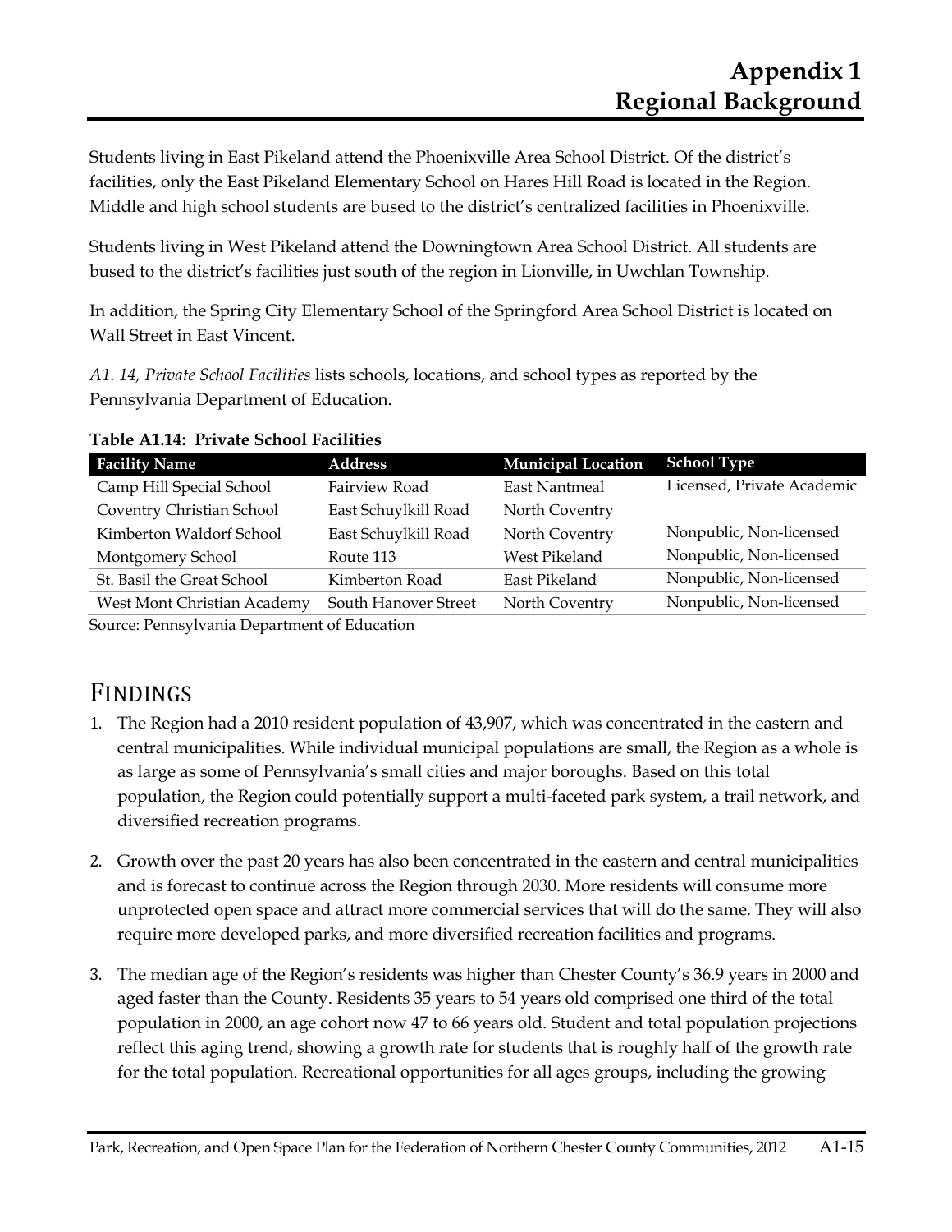Students living in East Pikeland attend the Phoenixville Area School District. Of the district's facilities, only the East Pikeland Elementary School on Hares Hill Road is located in the Region. Middle and high school students are bused to the district's centralized facilities in Phoenixville.

Students living in West Pikeland attend the Downingtown Area School District. All students are bused to the district's facilities just south of the region in Lionville, in Uwchlan Township.

In addition, the Spring City Elementary School of the Springford Area School District is located on Wall Street in East Vincent.

*A1. 14, Private School Facilities* lists schools, locations, and school types as reported by the Pennsylvania Department of Education.

**Table A1.14: Private School Facilities**

| Facility Name | Address | Municipal Location | School Type |
|---|---|---|---|
| Camp Hill Special School | Fairview Road | East Nantmeal | Licensed, Private Academic |
| Coventry Christian School | East Schuylkill Road | North Coventry | |
| Kimberton Waldorf School | East Schuylkill Road | North Coventry | Nonpublic, Non-licensed |
| Montgomery School | Route 113 | West Pikeland | Nonpublic, Non-licensed |
| St. Basil the Great School | Kimberton Road | East Pikeland | Nonpublic, Non-licensed |
| West Mont Christian Academy | South Hanover Street | North Coventry | Nonpublic, Non-licensed |

Source: Pennsylvania Department of Education

## FINDINGS

1. The Region had a 2010 resident population of 43,907, which was concentrated in the eastern and central municipalities. While individual municipal populations are small, the Region as a whole is as large as some of Pennsylvania's small cities and major boroughs. Based on this total population, the Region could potentially support a multi-faceted park system, a trail network, and diversified recreation programs.

2. Growth over the past 20 years has also been concentrated in the eastern and central municipalities and is forecast to continue across the Region through 2030. More residents will consume more unprotected open space and attract more commercial services that will do the same. They will also require more developed parks, and more diversified recreation facilities and programs.

3. The median age of the Region's residents was higher than Chester County's 36.9 years in 2000 and aged faster than the County. Residents 35 years to 54 years old comprised one third of the total population in 2000, an age cohort now 47 to 66 years old. Student and total population projections reflect this aging trend, showing a growth rate for students that is roughly half of the growth rate for the total population. Recreational opportunities for all ages groups, including the growing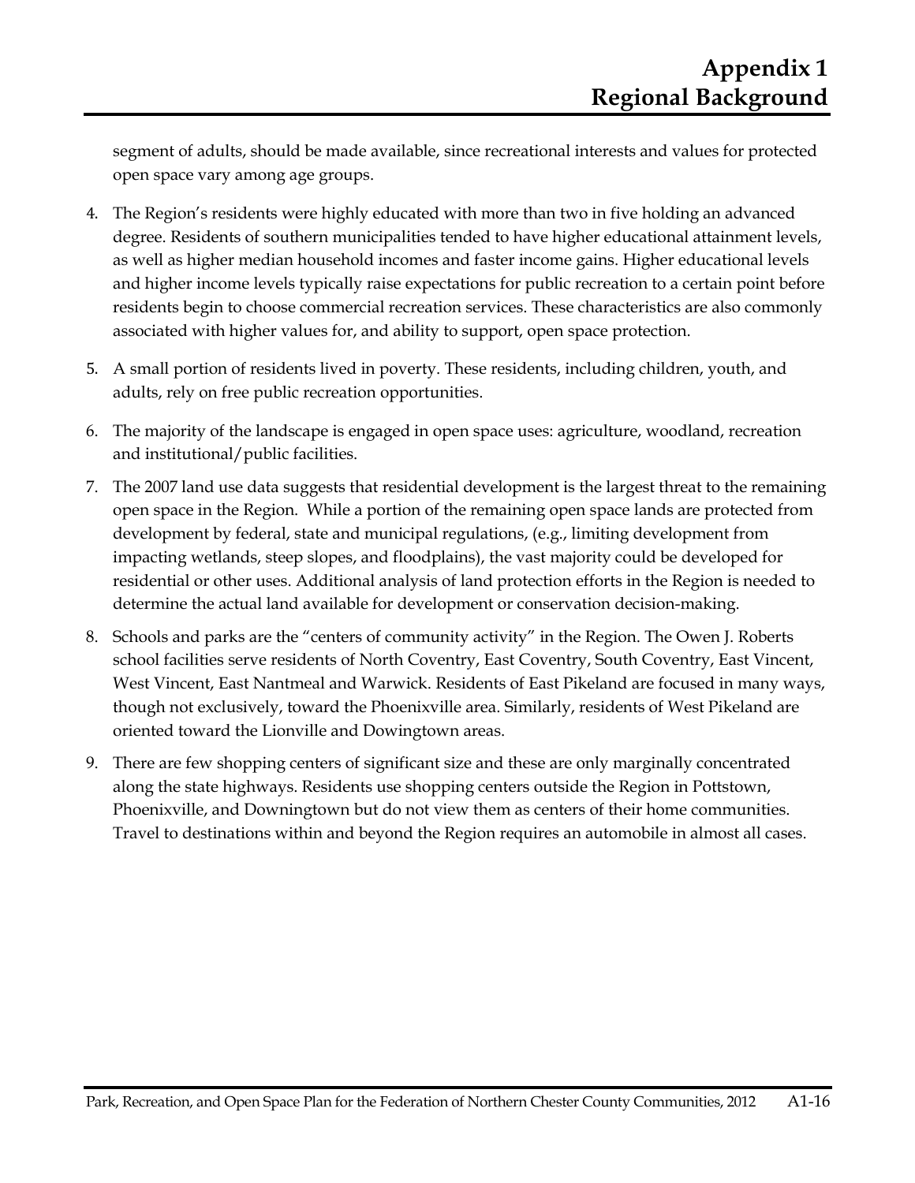segment of adults, should be made available, since recreational interests and values for protected open space vary among age groups.

4. The Region's residents were highly educated with more than two in five holding an advanced degree. Residents of southern municipalities tended to have higher educational attainment levels, as well as higher median household incomes and faster income gains. Higher educational levels and higher income levels typically raise expectations for public recreation to a certain point before residents begin to choose commercial recreation services. These characteristics are also commonly associated with higher values for, and ability to support, open space protection.

5. A small portion of residents lived in poverty. These residents, including children, youth, and adults, rely on free public recreation opportunities.

6. The majority of the landscape is engaged in open space uses: agriculture, woodland, recreation and institutional/public facilities.

7. The 2007 land use data suggests that residential development is the largest threat to the remaining open space in the Region. While a portion of the remaining open space lands are protected from development by federal, state and municipal regulations, (e.g., limiting development from impacting wetlands, steep slopes, and floodplains), the vast majority could be developed for residential or other uses. Additional analysis of land protection efforts in the Region is needed to determine the actual land available for development or conservation decision-making.

8. Schools and parks are the "centers of community activity" in the Region. The Owen J. Roberts school facilities serve residents of North Coventry, East Coventry, South Coventry, East Vincent, West Vincent, East Nantmeal and Warwick. Residents of East Pikeland are focused in many ways, though not exclusively, toward the Phoenixville area. Similarly, residents of West Pikeland are oriented toward the Lionville and Dowingtown areas.

9. There are few shopping centers of significant size and these are only marginally concentrated along the state highways. Residents use shopping centers outside the Region in Pottstown, Phoenixville, and Downingtown but do not view them as centers of their home communities. Travel to destinations within and beyond the Region requires an automobile in almost all cases.